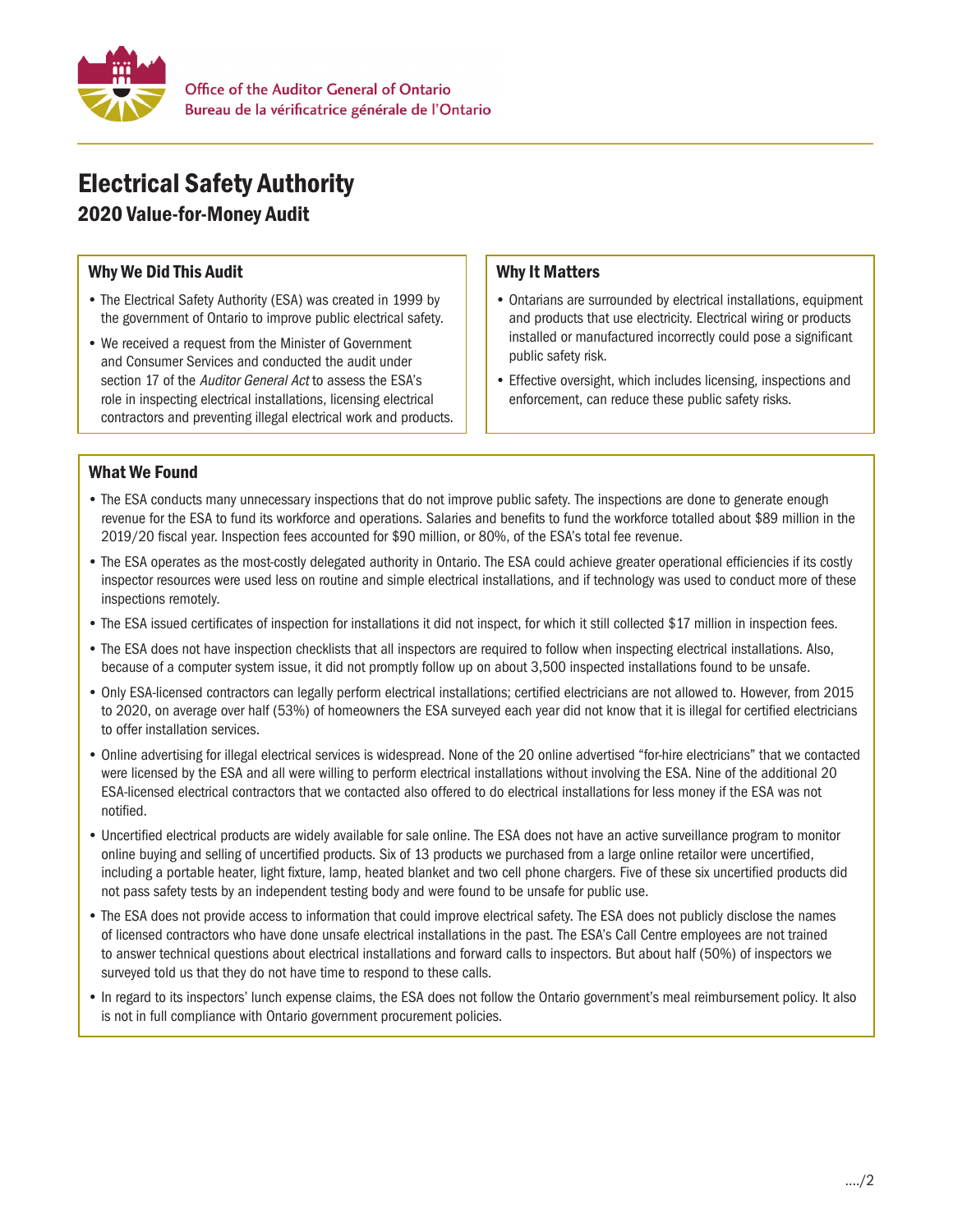Office of the Auditor General of Ontario
Bureau de la vérificatrice générale de l'Ontario

# Electrical Safety Authority

## 2020 Value-for-Money Audit

### Why We Did This Audit

- The Electrical Safety Authority (ESA) was created in 1999 by the government of Ontario to improve public electrical safety.
- We received a request from the Minister of Government and Consumer Services and conducted the audit under section 17 of the *Auditor General Act* to assess the ESA's role in inspecting electrical installations, licensing electrical contractors and preventing illegal electrical work and products.

### Why It Matters

- Ontarians are surrounded by electrical installations, equipment and products that use electricity. Electrical wiring or products installed or manufactured incorrectly could pose a significant public safety risk.
- Effective oversight, which includes licensing, inspections and enforcement, can reduce these public safety risks.

### What We Found

- The ESA conducts many unnecessary inspections that do not improve public safety. The inspections are done to generate enough revenue for the ESA to fund its workforce and operations. Salaries and benefits to fund the workforce totalled about $89 million in the 2019/20 fiscal year. Inspection fees accounted for $90 million, or 80%, of the ESA's total fee revenue.
- The ESA operates as the most-costly delegated authority in Ontario. The ESA could achieve greater operational efficiencies if its costly inspector resources were used less on routine and simple electrical installations, and if technology was used to conduct more of these inspections remotely.
- The ESA issued certificates of inspection for installations it did not inspect, for which it still collected $17 million in inspection fees.
- The ESA does not have inspection checklists that all inspectors are required to follow when inspecting electrical installations. Also, because of a computer system issue, it did not promptly follow up on about 3,500 inspected installations found to be unsafe.
- Only ESA-licensed contractors can legally perform electrical installations; certified electricians are not allowed to. However, from 2015 to 2020, on average over half (53%) of homeowners the ESA surveyed each year did not know that it is illegal for certified electricians to offer installation services.
- Online advertising for illegal electrical services is widespread. None of the 20 online advertised "for-hire electricians" that we contacted were licensed by the ESA and all were willing to perform electrical installations without involving the ESA. Nine of the additional 20 ESA-licensed electrical contractors that we contacted also offered to do electrical installations for less money if the ESA was not notified.
- Uncertified electrical products are widely available for sale online. The ESA does not have an active surveillance program to monitor online buying and selling of uncertified products. Six of 13 products we purchased from a large online retailer were uncertified, including a portable heater, light fixture, lamp, heated blanket and two cell phone chargers. Five of these six uncertified products did not pass safety tests by an independent testing body and were found to be unsafe for public use.
- The ESA does not provide access to information that could improve electrical safety. The ESA does not publicly disclose the names of licensed contractors who have done unsafe electrical installations in the past. The ESA's Call Centre employees are not trained to answer technical questions about electrical installations and forward calls to inspectors. But about half (50%) of inspectors we surveyed told us that they do not have time to respond to these calls.
- In regard to its inspectors' lunch expense claims, the ESA does not follow the Ontario government's meal reimbursement policy. It also is not in full compliance with Ontario government procurement policies.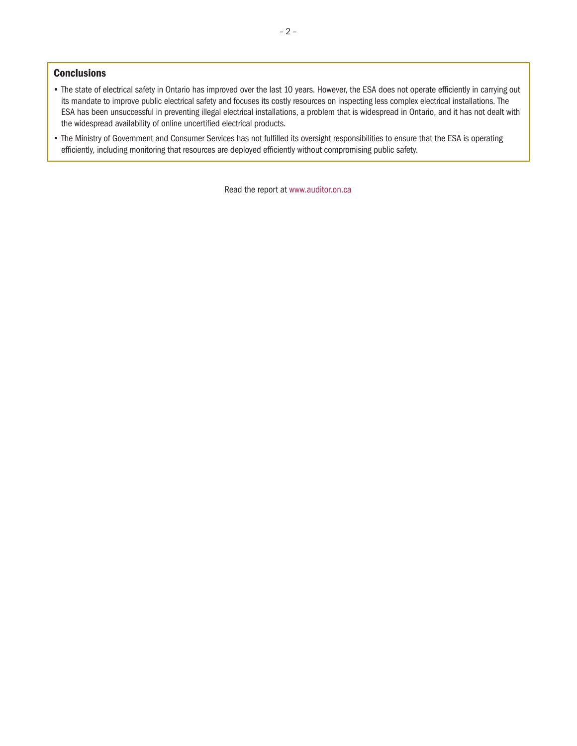## Conclusions

- The state of electrical safety in Ontario has improved over the last 10 years. However, the ESA does not operate efficiently in carrying out its mandate to improve public electrical safety and focuses its costly resources on inspecting less complex electrical installations. The ESA has been unsuccessful in preventing illegal electrical installations, a problem that is widespread in Ontario, and it has not dealt with the widespread availability of online uncertified electrical products.
- The Ministry of Government and Consumer Services has not fulfilled its oversight responsibilities to ensure that the ESA is operating efficiently, including monitoring that resources are deployed efficiently without compromising public safety.

Read the report at www.auditor.on.ca